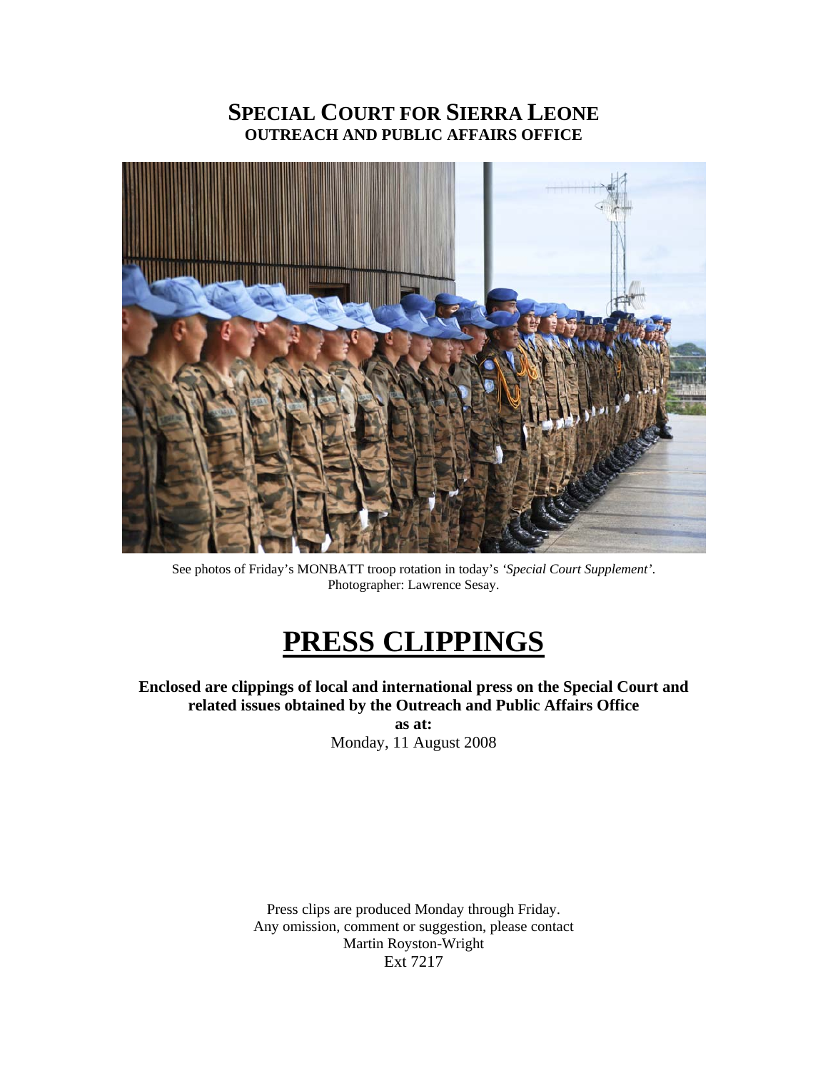# SPECIAL COURT FOR SIERRA LEONE
## OUTREACH AND PUBLIC AFFAIRS OFFICE

See photos of Friday's MONBATT troop rotation in today's *'Special Court Supplement'*.
Photographer: Lawrence Sesay.

# PRESS CLIPPINGS

**Enclosed are clippings of local and international press on the Special Court and related issues obtained by the Outreach and Public Affairs Office**
**as at:**
Monday, 11 August 2008

Press clips are produced Monday through Friday.
Any omission, comment or suggestion, please contact
Martin Royston-Wright
Ext 7217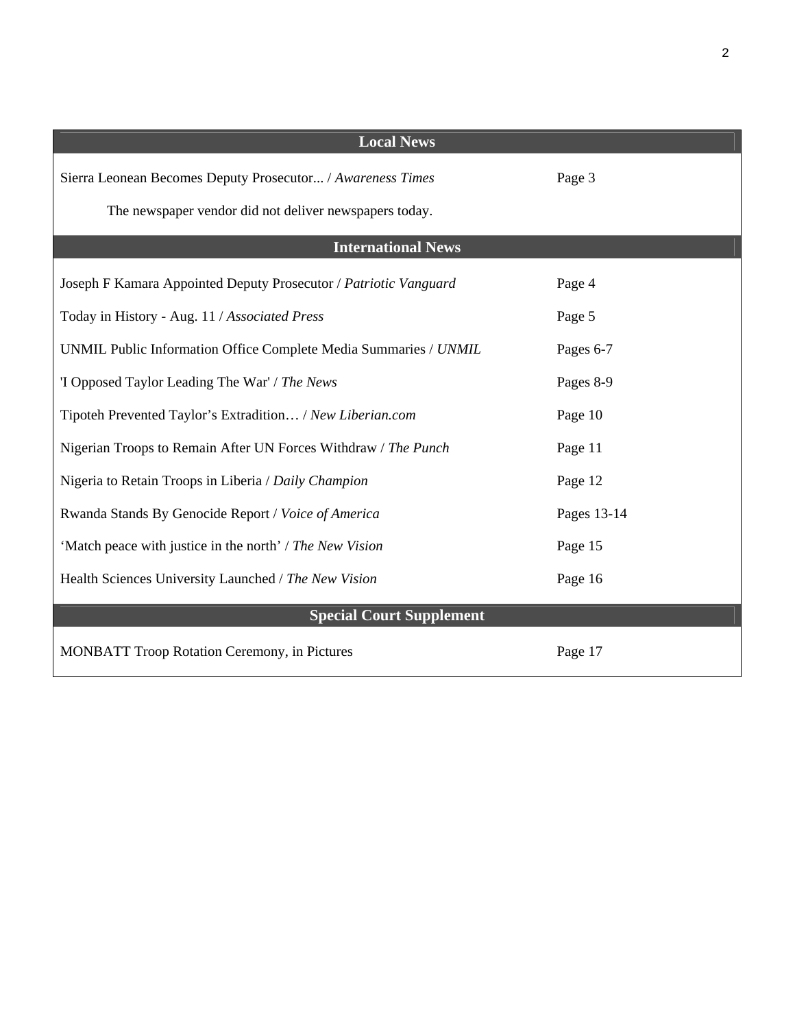| Local News | |
|---|---|
| Sierra Leonean Becomes Deputy Prosecutor... / *Awareness Times* | Page 3 |
| The newspaper vendor did not deliver newspapers today. | |
| **International News** | |
| Joseph F Kamara Appointed Deputy Prosecutor / *Patriotic Vanguard* | Page 4 |
| Today in History - Aug. 11 / *Associated Press* | Page 5 |
| UNMIL Public Information Office Complete Media Summaries / *UNMIL* | Pages 6-7 |
| 'I Opposed Taylor Leading The War' / *The News* | Pages 8-9 |
| Tipoteh Prevented Taylor's Extradition… / *New Liberian.com* | Page 10 |
| Nigerian Troops to Remain After UN Forces Withdraw / *The Punch* | Page 11 |
| Nigeria to Retain Troops in Liberia / *Daily Champion* | Page 12 |
| Rwanda Stands By Genocide Report / *Voice of America* | Pages 13-14 |
| 'Match peace with justice in the north' / *The New Vision* | Page 15 |
| Health Sciences University Launched / *The New Vision* | Page 16 |
| **Special Court Supplement** | |
| MONBATT Troop Rotation Ceremony, in Pictures | Page 17 |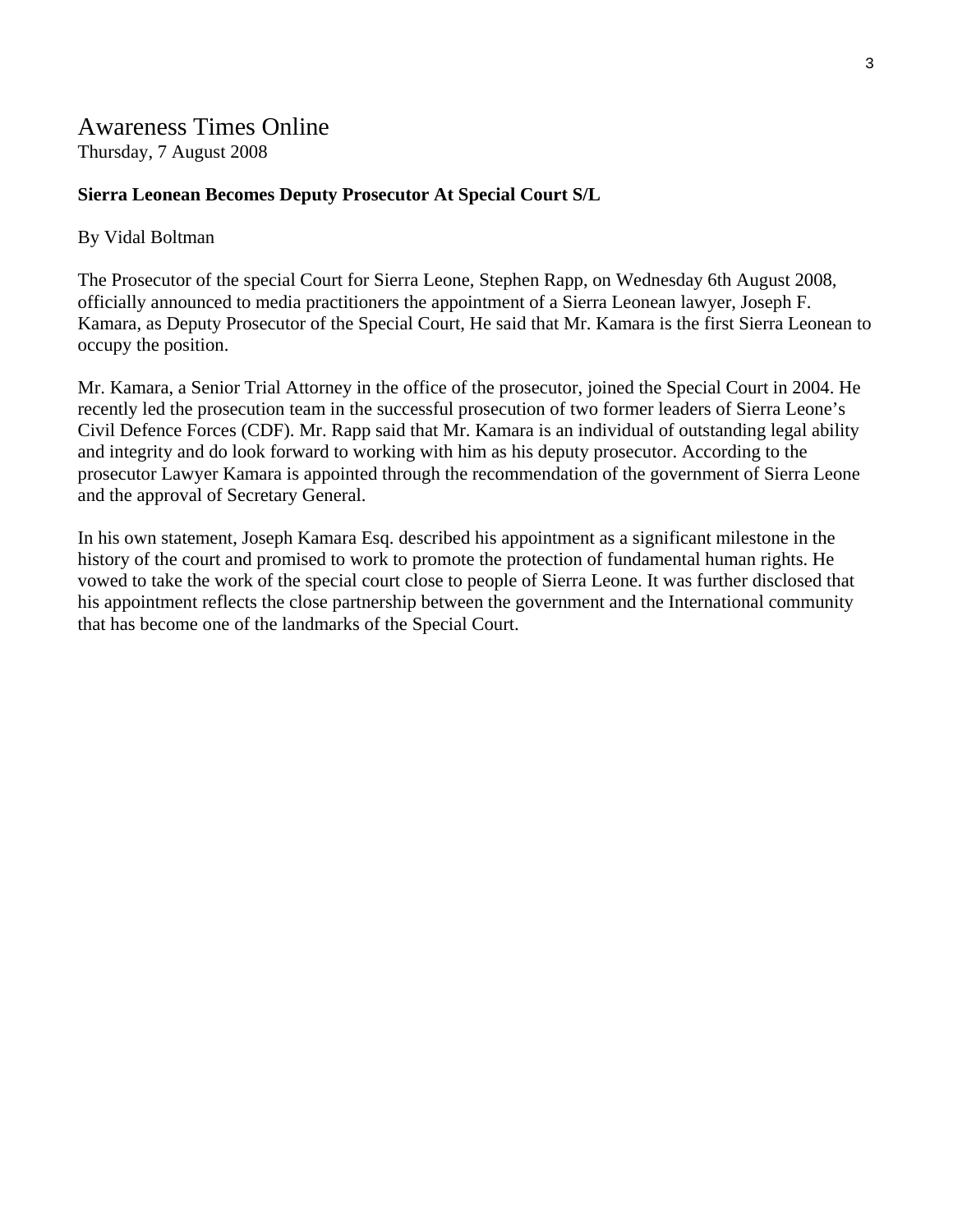# Awareness Times Online

Thursday, 7 August 2008

**Sierra Leonean Becomes Deputy Prosecutor At Special Court S/L**

By Vidal Boltman

The Prosecutor of the special Court for Sierra Leone, Stephen Rapp, on Wednesday 6th August 2008, officially announced to media practitioners the appointment of a Sierra Leonean lawyer, Joseph F. Kamara, as Deputy Prosecutor of the Special Court, He said that Mr. Kamara is the first Sierra Leonean to occupy the position.

Mr. Kamara, a Senior Trial Attorney in the office of the prosecutor, joined the Special Court in 2004. He recently led the prosecution team in the successful prosecution of two former leaders of Sierra Leone's Civil Defence Forces (CDF). Mr. Rapp said that Mr. Kamara is an individual of outstanding legal ability and integrity and do look forward to working with him as his deputy prosecutor. According to the prosecutor Lawyer Kamara is appointed through the recommendation of the government of Sierra Leone and the approval of Secretary General.

In his own statement, Joseph Kamara Esq. described his appointment as a significant milestone in the history of the court and promised to work to promote the protection of fundamental human rights. He vowed to take the work of the special court close to people of Sierra Leone. It was further disclosed that his appointment reflects the close partnership between the government and the International community that has become one of the landmarks of the Special Court.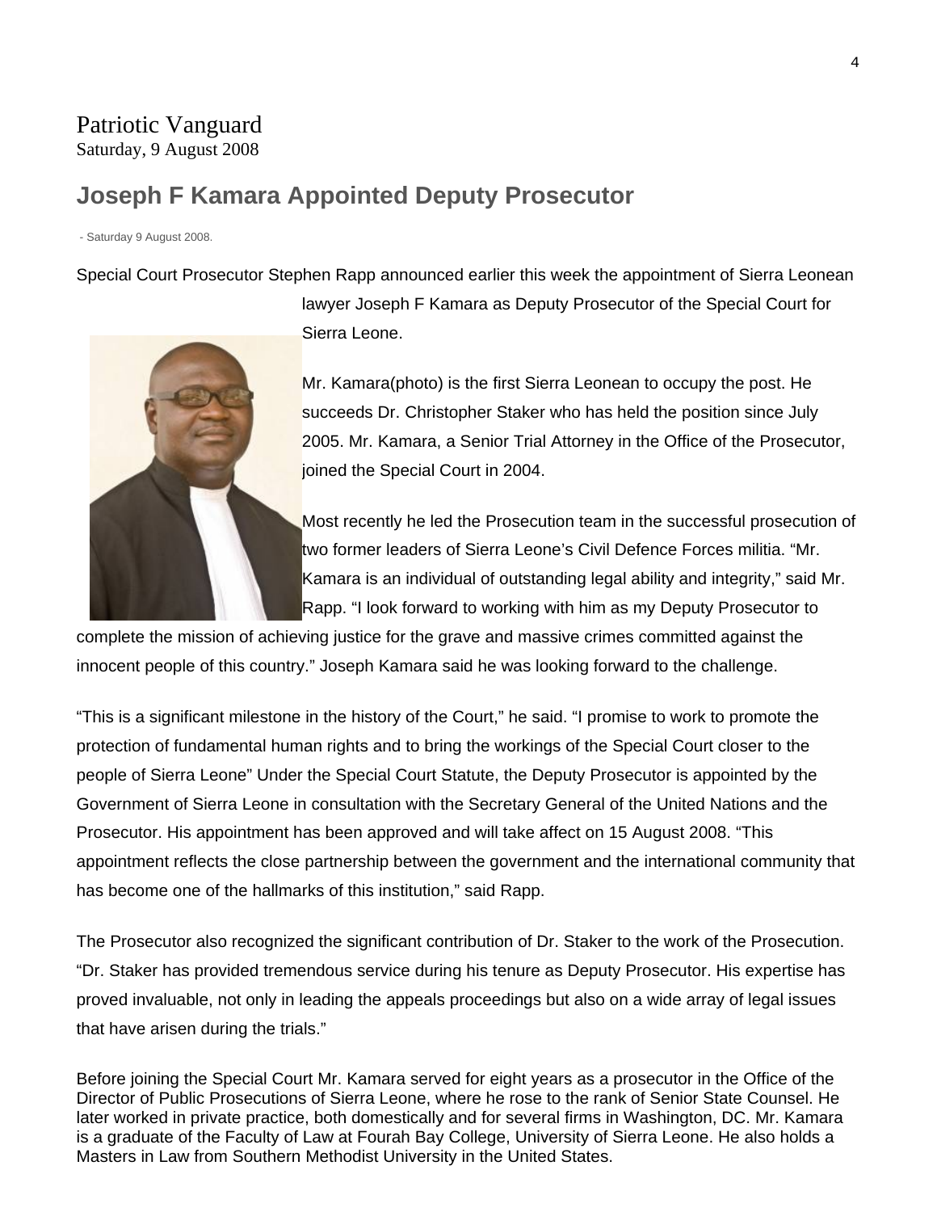Patriotic Vanguard
Saturday, 9 August 2008

## Joseph F Kamara Appointed Deputy Prosecutor

- Saturday 9 August 2008.

Special Court Prosecutor Stephen Rapp announced earlier this week the appointment of Sierra Leonean lawyer Joseph F Kamara as Deputy Prosecutor of the Special Court for Sierra Leone.

Mr. Kamara(photo) is the first Sierra Leonean to occupy the post. He succeeds Dr. Christopher Staker who has held the position since July 2005. Mr. Kamara, a Senior Trial Attorney in the Office of the Prosecutor, joined the Special Court in 2004.

Most recently he led the Prosecution team in the successful prosecution of two former leaders of Sierra Leone's Civil Defence Forces militia. "Mr. Kamara is an individual of outstanding legal ability and integrity," said Mr. Rapp. "I look forward to working with him as my Deputy Prosecutor to complete the mission of achieving justice for the grave and massive crimes committed against the innocent people of this country." Joseph Kamara said he was looking forward to the challenge.

"This is a significant milestone in the history of the Court," he said. "I promise to work to promote the protection of fundamental human rights and to bring the workings of the Special Court closer to the people of Sierra Leone" Under the Special Court Statute, the Deputy Prosecutor is appointed by the Government of Sierra Leone in consultation with the Secretary General of the United Nations and the Prosecutor. His appointment has been approved and will take affect on 15 August 2008. "This appointment reflects the close partnership between the government and the international community that has become one of the hallmarks of this institution," said Rapp.

The Prosecutor also recognized the significant contribution of Dr. Staker to the work of the Prosecution. "Dr. Staker has provided tremendous service during his tenure as Deputy Prosecutor. His expertise has proved invaluable, not only in leading the appeals proceedings but also on a wide array of legal issues that have arisen during the trials."

Before joining the Special Court Mr. Kamara served for eight years as a prosecutor in the Office of the Director of Public Prosecutions of Sierra Leone, where he rose to the rank of Senior State Counsel. He later worked in private practice, both domestically and for several firms in Washington, DC. Mr. Kamara is a graduate of the Faculty of Law at Fourah Bay College, University of Sierra Leone. He also holds a Masters in Law from Southern Methodist University in the United States.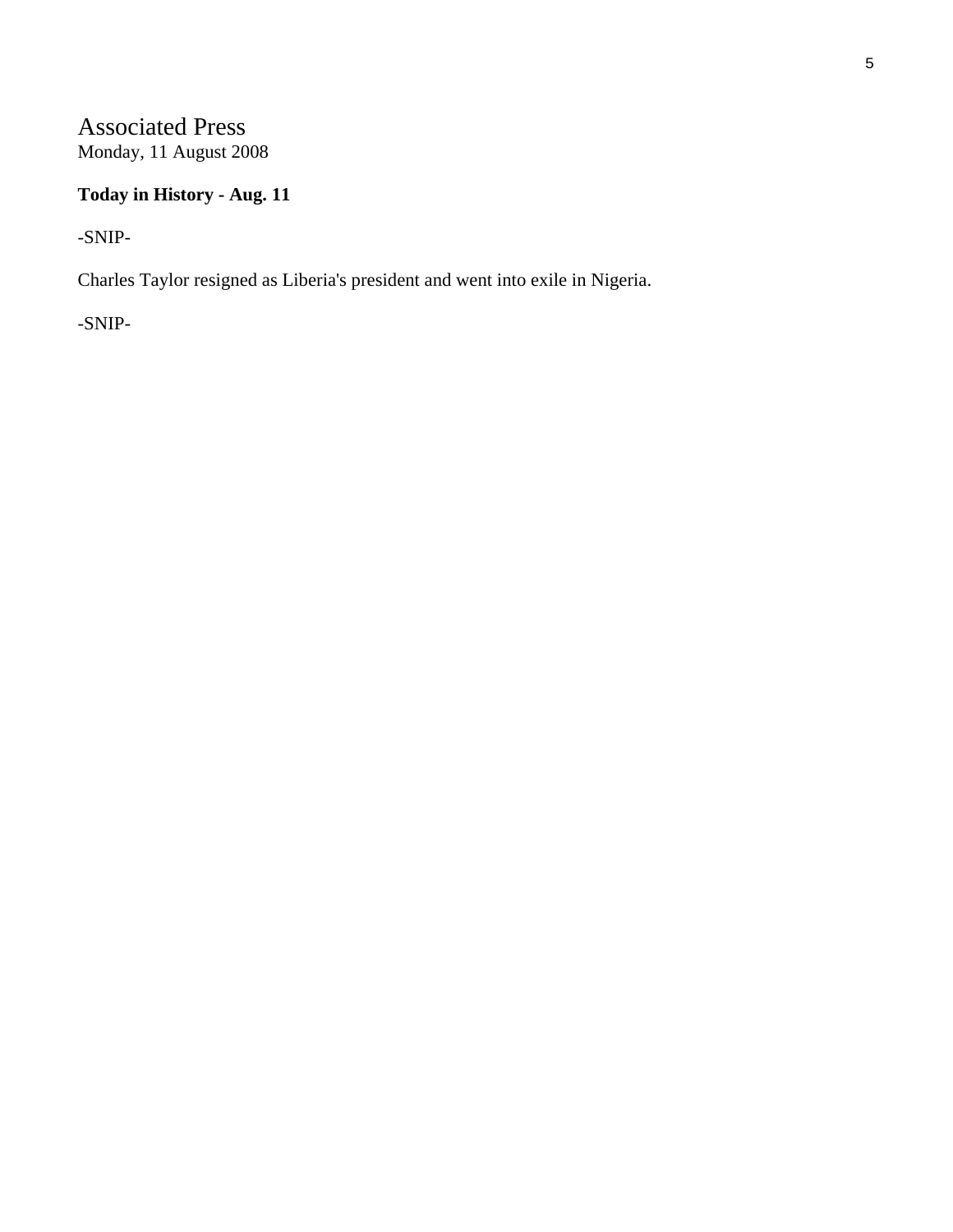# Associated Press

Monday, 11 August 2008

**Today in History - Aug. 11**

-SNIP-

Charles Taylor resigned as Liberia's president and went into exile in Nigeria.

-SNIP-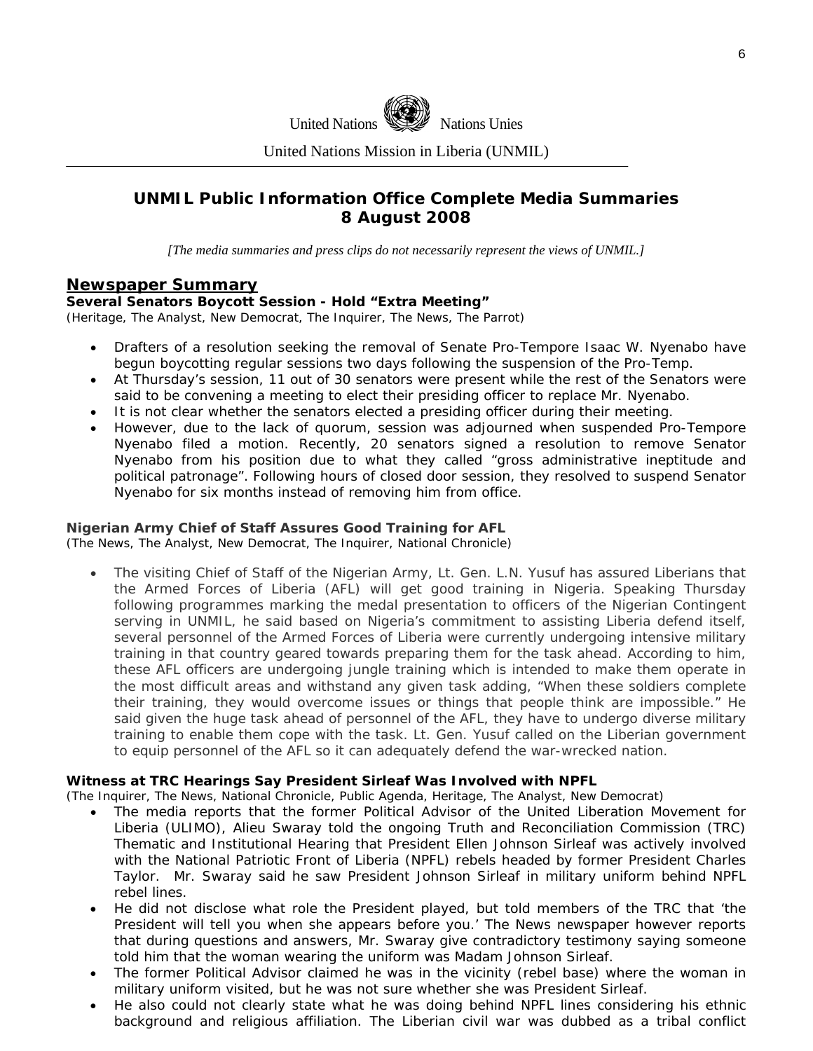United Nations Nations Unies

United Nations Mission in Liberia (UNMIL)

# UNMIL Public Information Office Complete Media Summaries
# 8 August 2008

*[The media summaries and press clips do not necessarily represent the views of UNMIL.]*

## Newspaper Summary

**Several Senators Boycott Session - Hold "Extra Meeting"**
(Heritage, The Analyst, New Democrat, The Inquirer, The News, The Parrot)

- Drafters of a resolution seeking the removal of Senate Pro-Tempore Isaac W. Nyenabo have begun boycotting regular sessions two days following the suspension of the Pro-Temp.
- At Thursday's session, 11 out of 30 senators were present while the rest of the Senators were said to be convening a meeting to elect their presiding officer to replace Mr. Nyenabo.
- It is not clear whether the senators elected a presiding officer during their meeting.
- However, due to the lack of quorum, session was adjourned when suspended Pro-Tempore Nyenabo filed a motion. Recently, 20 senators signed a resolution to remove Senator Nyenabo from his position due to what they called "gross administrative ineptitude and political patronage". Following hours of closed door session, they resolved to suspend Senator Nyenabo for six months instead of removing him from office.

**Nigerian Army Chief of Staff Assures Good Training for AFL**
(The News, The Analyst, New Democrat, The Inquirer, National Chronicle)

- The visiting Chief of Staff of the Nigerian Army, Lt. Gen. L.N. Yusuf has assured Liberians that the Armed Forces of Liberia (AFL) will get good training in Nigeria. Speaking Thursday following programmes marking the medal presentation to officers of the Nigerian Contingent serving in UNMIL, he said based on Nigeria's commitment to assisting Liberia defend itself, several personnel of the Armed Forces of Liberia were currently undergoing intensive military training in that country geared towards preparing them for the task ahead. According to him, these AFL officers are undergoing jungle training which is intended to make them operate in the most difficult areas and withstand any given task adding, "When these soldiers complete their training, they would overcome issues or things that people think are impossible." He said given the huge task ahead of personnel of the AFL, they have to undergo diverse military training to enable them cope with the task. Lt. Gen. Yusuf called on the Liberian government to equip personnel of the AFL so it can adequately defend the war-wrecked nation.

**Witness at TRC Hearings Say President Sirleaf Was Involved with NPFL**
(The Inquirer, The News, National Chronicle, Public Agenda, Heritage, The Analyst, New Democrat)

- The media reports that the former Political Advisor of the United Liberation Movement for Liberia (ULIMO), Alieu Swaray told the ongoing Truth and Reconciliation Commission (TRC) Thematic and Institutional Hearing that President Ellen Johnson Sirleaf was actively involved with the National Patriotic Front of Liberia (NPFL) rebels headed by former President Charles Taylor. Mr. Swaray said he saw President Johnson Sirleaf in military uniform behind NPFL rebel lines.
- He did not disclose what role the President played, but told members of the TRC that 'the President will tell you when she appears before you.' The News newspaper however reports that during questions and answers, Mr. Swaray give contradictory testimony saying someone told him that the woman wearing the uniform was Madam Johnson Sirleaf.
- The former Political Advisor claimed he was in the vicinity (rebel base) where the woman in military uniform visited, but he was not sure whether she was President Sirleaf.
- He also could not clearly state what he was doing behind NPFL lines considering his ethnic background and religious affiliation. The Liberian civil war was dubbed as a tribal conflict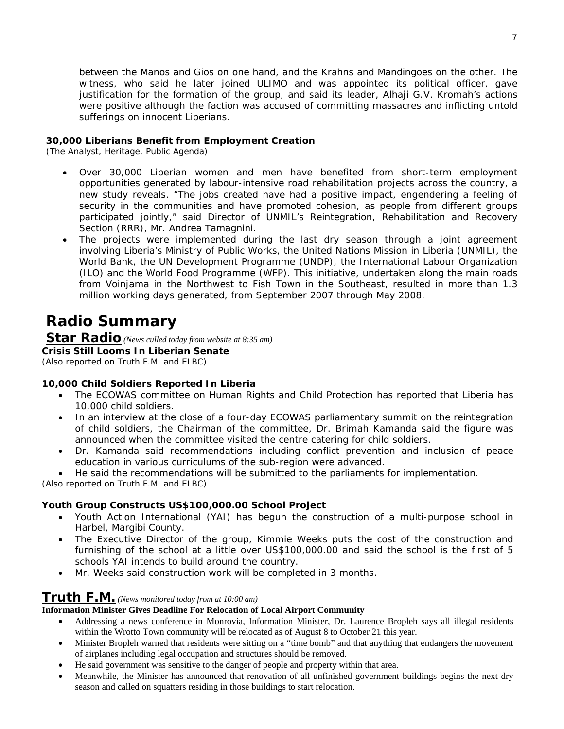between the Manos and Gios on one hand, and the Krahns and Mandingoes on the other. The witness, who said he later joined ULIMO and was appointed its political officer, gave justification for the formation of the group, and said its leader, Alhaji G.V. Kromah's actions were positive although the faction was accused of committing massacres and inflicting untold sufferings on innocent Liberians.

**30,000 Liberians Benefit from Employment Creation**
(The Analyst, Heritage, Public Agenda)

- Over 30,000 Liberian women and men have benefited from short-term employment opportunities generated by labour-intensive road rehabilitation projects across the country, a new study reveals. "The jobs created have had a positive impact, engendering a feeling of security in the communities and have promoted cohesion, as people from different groups participated jointly," said Director of UNMIL's Reintegration, Rehabilitation and Recovery Section (RRR), Mr. Andrea Tamagnini.
- The projects were implemented during the last dry season through a joint agreement involving Liberia's Ministry of Public Works, the United Nations Mission in Liberia (UNMIL), the World Bank, the UN Development Programme (UNDP), the International Labour Organization (ILO) and the World Food Programme (WFP). This initiative, undertaken along the main roads from Voinjama in the Northwest to Fish Town in the Southeast, resulted in more than 1.3 million working days generated, from September 2007 through May 2008.

# Radio Summary

## Star Radio *(News culled today from website at 8:35 am)*

**Crisis Still Looms In Liberian Senate**
(Also reported on Truth F.M. and ELBC)

**10,000 Child Soldiers Reported In Liberia**

- The ECOWAS committee on Human Rights and Child Protection has reported that Liberia has 10,000 child soldiers.
- In an interview at the close of a four-day ECOWAS parliamentary summit on the reintegration of child soldiers, the Chairman of the committee, Dr. Brimah Kamanda said the figure was announced when the committee visited the centre catering for child soldiers.
- Dr. Kamanda said recommendations including conflict prevention and inclusion of peace education in various curriculums of the sub-region were advanced.
- He said the recommendations will be submitted to the parliaments for implementation.

(Also reported on Truth F.M. and ELBC)

**Youth Group Constructs US$100,000.00 School Project**

- Youth Action International (YAI) has begun the construction of a multi-purpose school in Harbel, Margibi County.
- The Executive Director of the group, Kimmie Weeks puts the cost of the construction and furnishing of the school at a little over US$100,000.00 and said the school is the first of 5 schools YAI intends to build around the country.
- Mr. Weeks said construction work will be completed in 3 months.

## Truth F.M. *(News monitored today from at 10:00 am)*

**Information Minister Gives Deadline For Relocation of Local Airport Community**

- Addressing a news conference in Monrovia, Information Minister, Dr. Laurence Bropleh says all illegal residents within the Wrotto Town community will be relocated as of August 8 to October 21 this year.
- Minister Bropleh warned that residents were sitting on a "time bomb" and that anything that endangers the movement of airplanes including legal occupation and structures should be removed.
- He said government was sensitive to the danger of people and property within that area.
- Meanwhile, the Minister has announced that renovation of all unfinished government buildings begins the next dry season and called on squatters residing in those buildings to start relocation.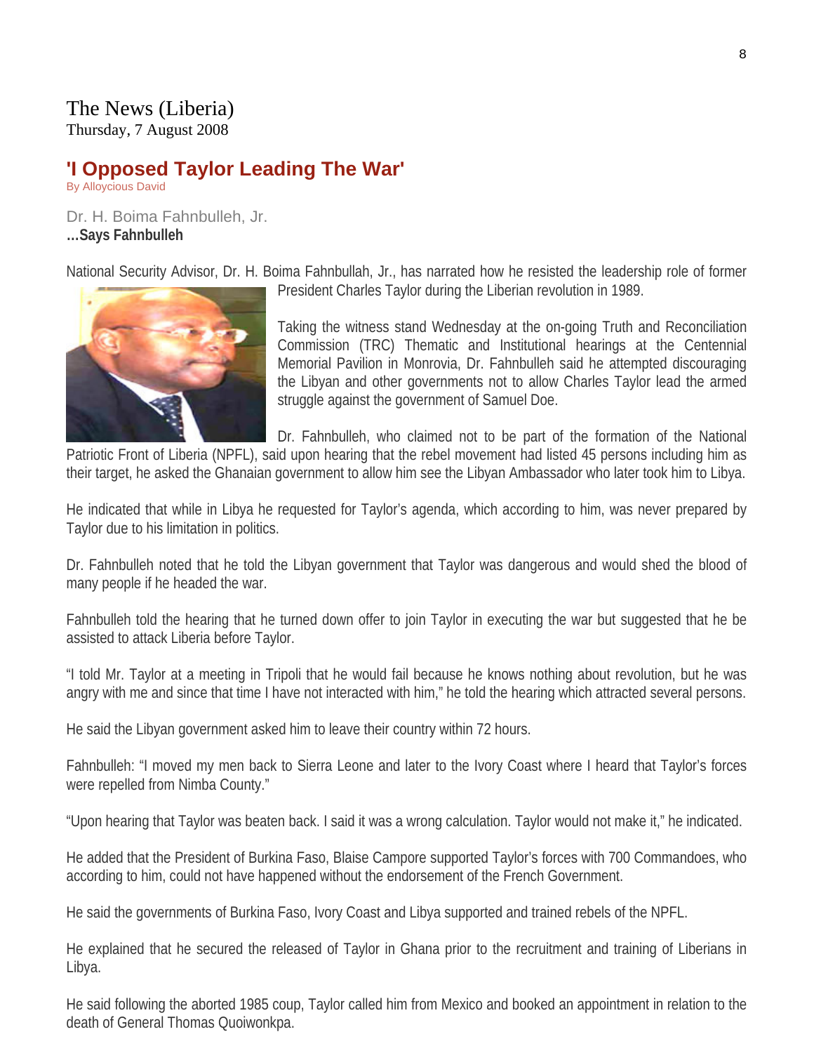The News (Liberia)
Thursday, 7 August 2008

## 'I Opposed Taylor Leading The War'

By Alloycious David

Dr. H. Boima Fahnbulleh, Jr.
**...Says Fahnbulleh**

National Security Advisor, Dr. H. Boima Fahnbullah, Jr., has narrated how he resisted the leadership role of former President Charles Taylor during the Liberian revolution in 1989.

Taking the witness stand Wednesday at the on-going Truth and Reconciliation Commission (TRC) Thematic and Institutional hearings at the Centennial Memorial Pavilion in Monrovia, Dr. Fahnbulleh said he attempted discouraging the Libyan and other governments not to allow Charles Taylor lead the armed struggle against the government of Samuel Doe.

Dr. Fahnbulleh, who claimed not to be part of the formation of the National Patriotic Front of Liberia (NPFL), said upon hearing that the rebel movement had listed 45 persons including him as their target, he asked the Ghanaian government to allow him see the Libyan Ambassador who later took him to Libya.

He indicated that while in Libya he requested for Taylor's agenda, which according to him, was never prepared by Taylor due to his limitation in politics.

Dr. Fahnbulleh noted that he told the Libyan government that Taylor was dangerous and would shed the blood of many people if he headed the war.

Fahnbulleh told the hearing that he turned down offer to join Taylor in executing the war but suggested that he be assisted to attack Liberia before Taylor.

"I told Mr. Taylor at a meeting in Tripoli that he would fail because he knows nothing about revolution, but he was angry with me and since that time I have not interacted with him," he told the hearing which attracted several persons.

He said the Libyan government asked him to leave their country within 72 hours.

Fahnbulleh: "I moved my men back to Sierra Leone and later to the Ivory Coast where I heard that Taylor's forces were repelled from Nimba County."

"Upon hearing that Taylor was beaten back. I said it was a wrong calculation. Taylor would not make it," he indicated.

He added that the President of Burkina Faso, Blaise Campore supported Taylor's forces with 700 Commandoes, who according to him, could not have happened without the endorsement of the French Government.

He said the governments of Burkina Faso, Ivory Coast and Libya supported and trained rebels of the NPFL.

He explained that he secured the released of Taylor in Ghana prior to the recruitment and training of Liberians in Libya.

He said following the aborted 1985 coup, Taylor called him from Mexico and booked an appointment in relation to the death of General Thomas Quoiwonkpa.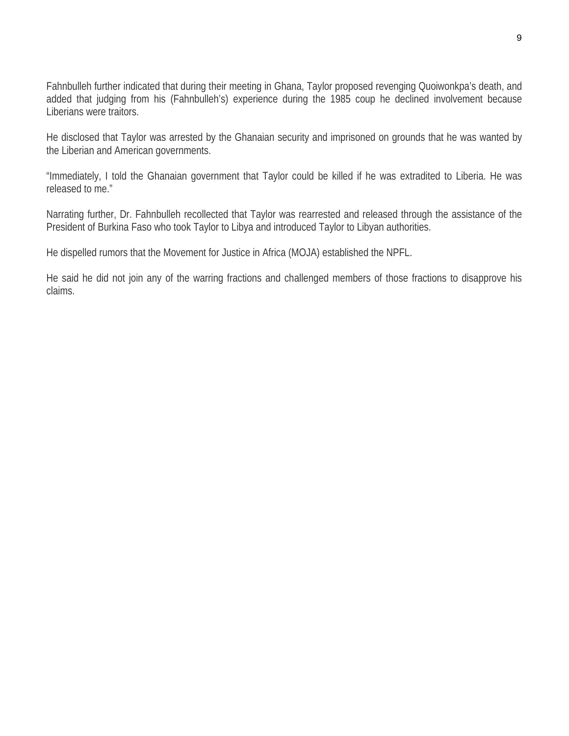Fahnbulleh further indicated that during their meeting in Ghana, Taylor proposed revenging Quoiwonkpa's death, and added that judging from his (Fahnbulleh's) experience during the 1985 coup he declined involvement because Liberians were traitors.

He disclosed that Taylor was arrested by the Ghanaian security and imprisoned on grounds that he was wanted by the Liberian and American governments.

"Immediately, I told the Ghanaian government that Taylor could be killed if he was extradited to Liberia. He was released to me."

Narrating further, Dr. Fahnbulleh recollected that Taylor was rearrested and released through the assistance of the President of Burkina Faso who took Taylor to Libya and introduced Taylor to Libyan authorities.

He dispelled rumors that the Movement for Justice in Africa (MOJA) established the NPFL.

He said he did not join any of the warring fractions and challenged members of those fractions to disapprove his claims.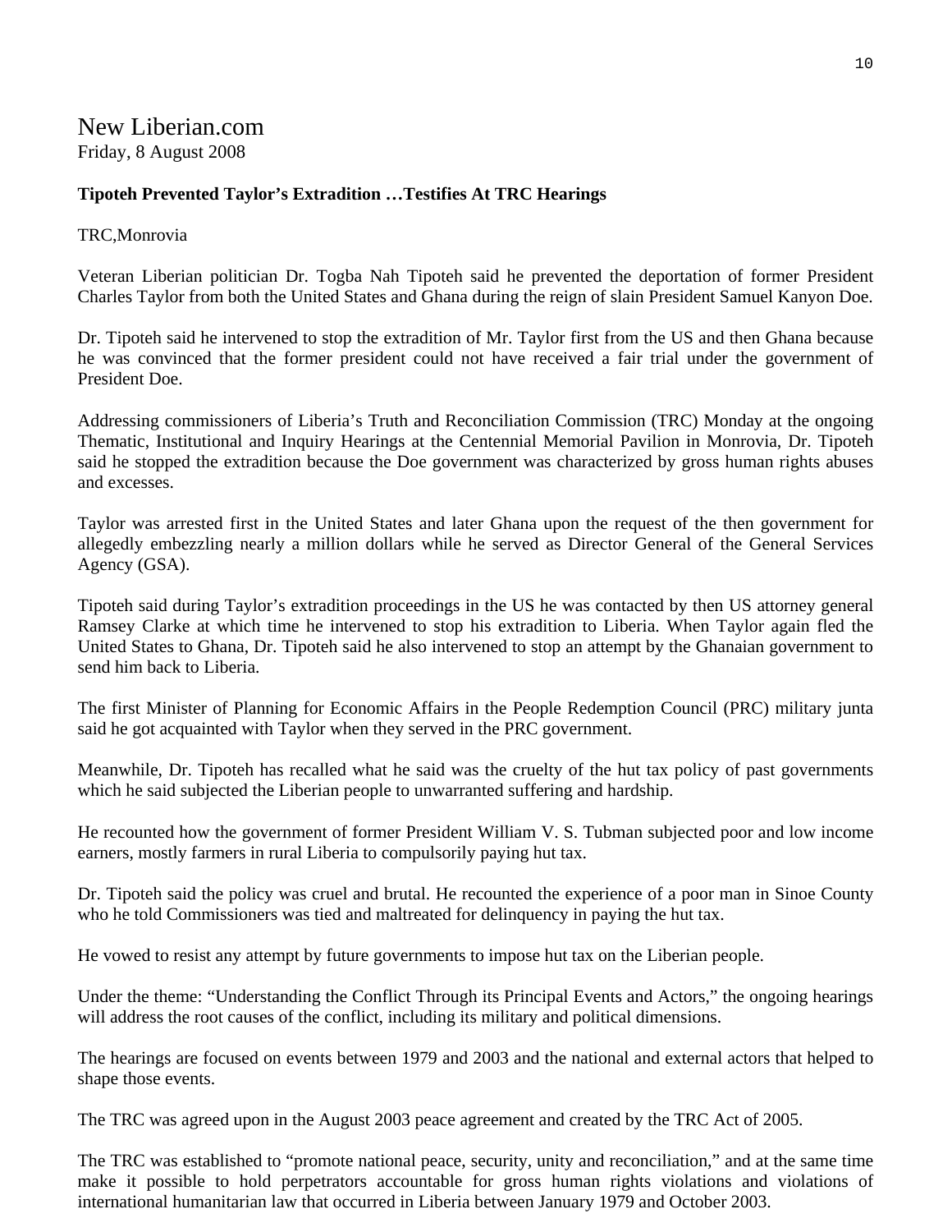# New Liberian.com

Friday, 8 August 2008

**Tipoteh Prevented Taylor's Extradition …Testifies At TRC Hearings**

TRC,Monrovia

Veteran Liberian politician Dr. Togba Nah Tipoteh said he prevented the deportation of former President Charles Taylor from both the United States and Ghana during the reign of slain President Samuel Kanyon Doe.

Dr. Tipoteh said he intervened to stop the extradition of Mr. Taylor first from the US and then Ghana because he was convinced that the former president could not have received a fair trial under the government of President Doe.

Addressing commissioners of Liberia's Truth and Reconciliation Commission (TRC) Monday at the ongoing Thematic, Institutional and Inquiry Hearings at the Centennial Memorial Pavilion in Monrovia, Dr. Tipoteh said he stopped the extradition because the Doe government was characterized by gross human rights abuses and excesses.

Taylor was arrested first in the United States and later Ghana upon the request of the then government for allegedly embezzling nearly a million dollars while he served as Director General of the General Services Agency (GSA).

Tipoteh said during Taylor's extradition proceedings in the US he was contacted by then US attorney general Ramsey Clarke at which time he intervened to stop his extradition to Liberia. When Taylor again fled the United States to Ghana, Dr. Tipoteh said he also intervened to stop an attempt by the Ghanaian government to send him back to Liberia.

The first Minister of Planning for Economic Affairs in the People Redemption Council (PRC) military junta said he got acquainted with Taylor when they served in the PRC government.

Meanwhile, Dr. Tipoteh has recalled what he said was the cruelty of the hut tax policy of past governments which he said subjected the Liberian people to unwarranted suffering and hardship.

He recounted how the government of former President William V. S. Tubman subjected poor and low income earners, mostly farmers in rural Liberia to compulsorily paying hut tax.

Dr. Tipoteh said the policy was cruel and brutal. He recounted the experience of a poor man in Sinoe County who he told Commissioners was tied and maltreated for delinquency in paying the hut tax.

He vowed to resist any attempt by future governments to impose hut tax on the Liberian people.

Under the theme: "Understanding the Conflict Through its Principal Events and Actors," the ongoing hearings will address the root causes of the conflict, including its military and political dimensions.

The hearings are focused on events between 1979 and 2003 and the national and external actors that helped to shape those events.

The TRC was agreed upon in the August 2003 peace agreement and created by the TRC Act of 2005.

The TRC was established to "promote national peace, security, unity and reconciliation," and at the same time make it possible to hold perpetrators accountable for gross human rights violations and violations of international humanitarian law that occurred in Liberia between January 1979 and October 2003.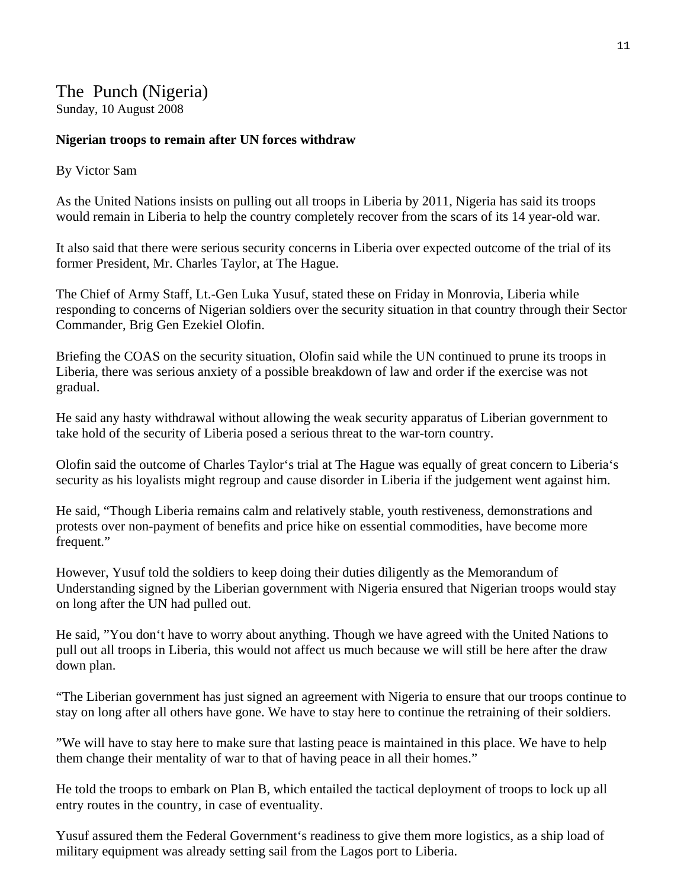# The Punch (Nigeria)

Sunday, 10 August 2008

**Nigerian troops to remain after UN forces withdraw**

By Victor Sam

As the United Nations insists on pulling out all troops in Liberia by 2011, Nigeria has said its troops would remain in Liberia to help the country completely recover from the scars of its 14 year-old war.

It also said that there were serious security concerns in Liberia over expected outcome of the trial of its former President, Mr. Charles Taylor, at The Hague.

The Chief of Army Staff, Lt.-Gen Luka Yusuf, stated these on Friday in Monrovia, Liberia while responding to concerns of Nigerian soldiers over the security situation in that country through their Sector Commander, Brig Gen Ezekiel Olofin.

Briefing the COAS on the security situation, Olofin said while the UN continued to prune its troops in Liberia, there was serious anxiety of a possible breakdown of law and order if the exercise was not gradual.

He said any hasty withdrawal without allowing the weak security apparatus of Liberian government to take hold of the security of Liberia posed a serious threat to the war-torn country.

Olofin said the outcome of Charles Taylor‘s trial at The Hague was equally of great concern to Liberia‘s security as his loyalists might regroup and cause disorder in Liberia if the judgement went against him.

He said, “Though Liberia remains calm and relatively stable, youth restiveness, demonstrations and protests over non-payment of benefits and price hike on essential commodities, have become more frequent.”

However, Yusuf told the soldiers to keep doing their duties diligently as the Memorandum of Understanding signed by the Liberian government with Nigeria ensured that Nigerian troops would stay on long after the UN had pulled out.

He said, ”You don‘t have to worry about anything. Though we have agreed with the United Nations to pull out all troops in Liberia, this would not affect us much because we will still be here after the draw down plan.

“The Liberian government has just signed an agreement with Nigeria to ensure that our troops continue to stay on long after all others have gone. We have to stay here to continue the retraining of their soldiers.

”We will have to stay here to make sure that lasting peace is maintained in this place. We have to help them change their mentality of war to that of having peace in all their homes.”

He told the troops to embark on Plan B, which entailed the tactical deployment of troops to lock up all entry routes in the country, in case of eventuality.

Yusuf assured them the Federal Government‘s readiness to give them more logistics, as a ship load of military equipment was already setting sail from the Lagos port to Liberia.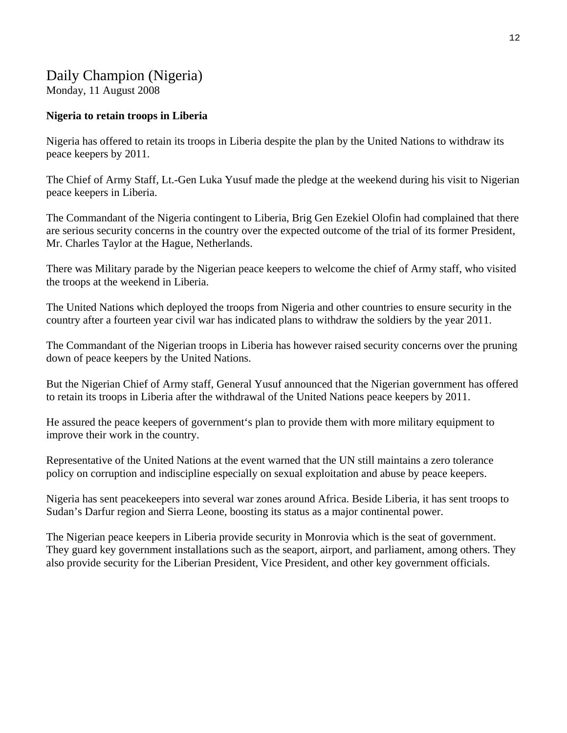## Daily Champion (Nigeria)

Monday, 11 August 2008

**Nigeria to retain troops in Liberia**

Nigeria has offered to retain its troops in Liberia despite the plan by the United Nations to withdraw its peace keepers by 2011.

The Chief of Army Staff, Lt.-Gen Luka Yusuf made the pledge at the weekend during his visit to Nigerian peace keepers in Liberia.

The Commandant of the Nigeria contingent to Liberia, Brig Gen Ezekiel Olofin had complained that there are serious security concerns in the country over the expected outcome of the trial of its former President, Mr. Charles Taylor at the Hague, Netherlands.

There was Military parade by the Nigerian peace keepers to welcome the chief of Army staff, who visited the troops at the weekend in Liberia.

The United Nations which deployed the troops from Nigeria and other countries to ensure security in the country after a fourteen year civil war has indicated plans to withdraw the soldiers by the year 2011.

The Commandant of the Nigerian troops in Liberia has however raised security concerns over the pruning down of peace keepers by the United Nations.

But the Nigerian Chief of Army staff, General Yusuf announced that the Nigerian government has offered to retain its troops in Liberia after the withdrawal of the United Nations peace keepers by 2011.

He assured the peace keepers of government's plan to provide them with more military equipment to improve their work in the country.

Representative of the United Nations at the event warned that the UN still maintains a zero tolerance policy on corruption and indiscipline especially on sexual exploitation and abuse by peace keepers.

Nigeria has sent peacekeepers into several war zones around Africa. Beside Liberia, it has sent troops to Sudan's Darfur region and Sierra Leone, boosting its status as a major continental power.

The Nigerian peace keepers in Liberia provide security in Monrovia which is the seat of government. They guard key government installations such as the seaport, airport, and parliament, among others. They also provide security for the Liberian President, Vice President, and other key government officials.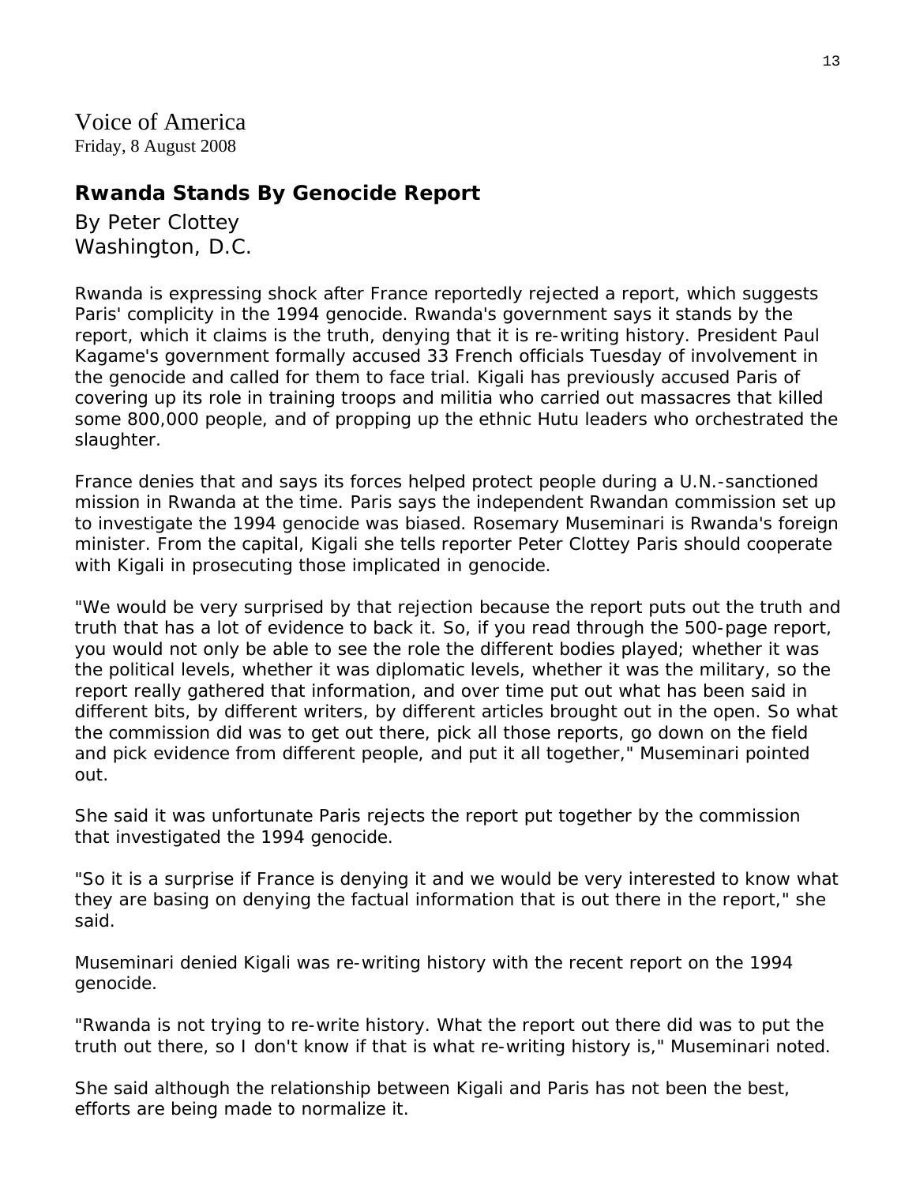Voice of America
Friday, 8 August 2008

## Rwanda Stands By Genocide Report

By Peter Clottey
Washington, D.C.

Rwanda is expressing shock after France reportedly rejected a report, which suggests Paris' complicity in the 1994 genocide. Rwanda's government says it stands by the report, which it claims is the truth, denying that it is re-writing history. President Paul Kagame's government formally accused 33 French officials Tuesday of involvement in the genocide and called for them to face trial. Kigali has previously accused Paris of covering up its role in training troops and militia who carried out massacres that killed some 800,000 people, and of propping up the ethnic Hutu leaders who orchestrated the slaughter.

France denies that and says its forces helped protect people during a U.N.-sanctioned mission in Rwanda at the time. Paris says the independent Rwandan commission set up to investigate the 1994 genocide was biased. Rosemary Museminari is Rwanda's foreign minister. From the capital, Kigali she tells reporter Peter Clottey Paris should cooperate with Kigali in prosecuting those implicated in genocide.

"We would be very surprised by that rejection because the report puts out the truth and truth that has a lot of evidence to back it. So, if you read through the 500-page report, you would not only be able to see the role the different bodies played; whether it was the political levels, whether it was diplomatic levels, whether it was the military, so the report really gathered that information, and over time put out what has been said in different bits, by different writers, by different articles brought out in the open. So what the commission did was to get out there, pick all those reports, go down on the field and pick evidence from different people, and put it all together," Museminari pointed out.

She said it was unfortunate Paris rejects the report put together by the commission that investigated the 1994 genocide.

"So it is a surprise if France is denying it and we would be very interested to know what they are basing on denying the factual information that is out there in the report," she said.

Museminari denied Kigali was re-writing history with the recent report on the 1994 genocide.

"Rwanda is not trying to re-write history. What the report out there did was to put the truth out there, so I don't know if that is what re-writing history is," Museminari noted.

She said although the relationship between Kigali and Paris has not been the best, efforts are being made to normalize it.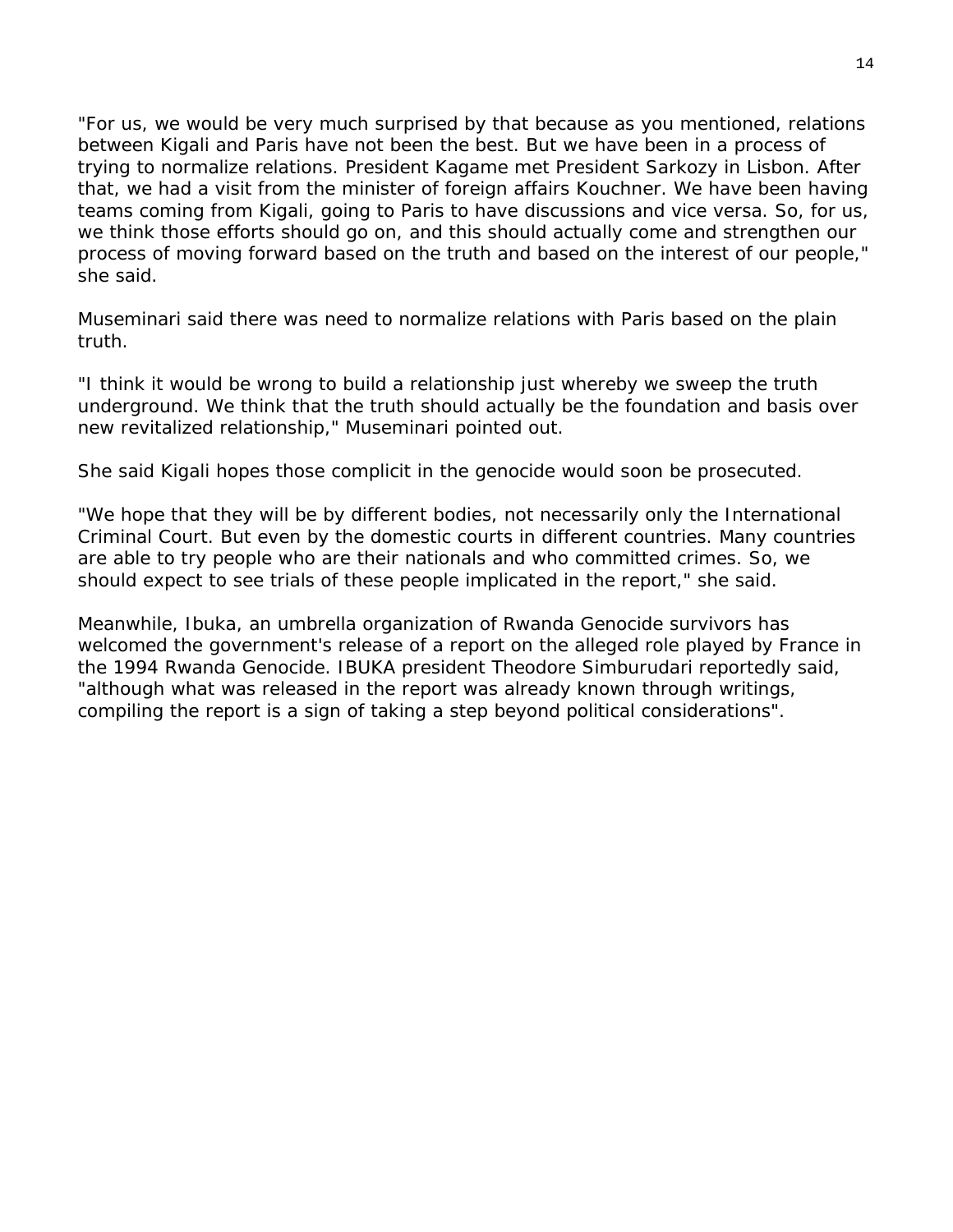"For us, we would be very much surprised by that because as you mentioned, relations between Kigali and Paris have not been the best. But we have been in a process of trying to normalize relations. President Kagame met President Sarkozy in Lisbon. After that, we had a visit from the minister of foreign affairs Kouchner. We have been having teams coming from Kigali, going to Paris to have discussions and vice versa. So, for us, we think those efforts should go on, and this should actually come and strengthen our process of moving forward based on the truth and based on the interest of our people," she said.

Museminari said there was need to normalize relations with Paris based on the plain truth.

"I think it would be wrong to build a relationship just whereby we sweep the truth underground. We think that the truth should actually be the foundation and basis over new revitalized relationship," Museminari pointed out.

She said Kigali hopes those complicit in the genocide would soon be prosecuted.

"We hope that they will be by different bodies, not necessarily only the International Criminal Court. But even by the domestic courts in different countries. Many countries are able to try people who are their nationals and who committed crimes. So, we should expect to see trials of these people implicated in the report," she said.

Meanwhile, Ibuka, an umbrella organization of Rwanda Genocide survivors has welcomed the government's release of a report on the alleged role played by France in the 1994 Rwanda Genocide. IBUKA president Theodore Simburudari reportedly said, "although what was released in the report was already known through writings, compiling the report is a sign of taking a step beyond political considerations".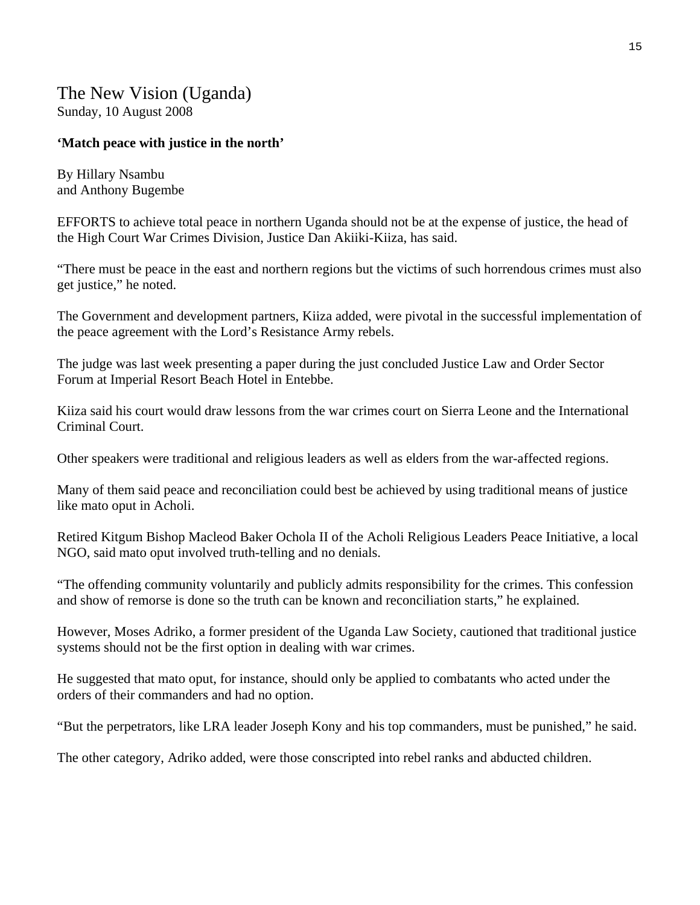# The New Vision (Uganda)

Sunday, 10 August 2008

**'Match peace with justice in the north'**

By Hillary Nsambu
and Anthony Bugembe

EFFORTS to achieve total peace in northern Uganda should not be at the expense of justice, the head of the High Court War Crimes Division, Justice Dan Akiiki-Kiiza, has said.

"There must be peace in the east and northern regions but the victims of such horrendous crimes must also get justice," he noted.

The Government and development partners, Kiiza added, were pivotal in the successful implementation of the peace agreement with the Lord's Resistance Army rebels.

The judge was last week presenting a paper during the just concluded Justice Law and Order Sector Forum at Imperial Resort Beach Hotel in Entebbe.

Kiiza said his court would draw lessons from the war crimes court on Sierra Leone and the International Criminal Court.

Other speakers were traditional and religious leaders as well as elders from the war-affected regions.

Many of them said peace and reconciliation could best be achieved by using traditional means of justice like mato oput in Acholi.

Retired Kitgum Bishop Macleod Baker Ochola II of the Acholi Religious Leaders Peace Initiative, a local NGO, said mato oput involved truth-telling and no denials.

"The offending community voluntarily and publicly admits responsibility for the crimes. This confession and show of remorse is done so the truth can be known and reconciliation starts," he explained.

However, Moses Adriko, a former president of the Uganda Law Society, cautioned that traditional justice systems should not be the first option in dealing with war crimes.

He suggested that mato oput, for instance, should only be applied to combatants who acted under the orders of their commanders and had no option.

"But the perpetrators, like LRA leader Joseph Kony and his top commanders, must be punished," he said.

The other category, Adriko added, were those conscripted into rebel ranks and abducted children.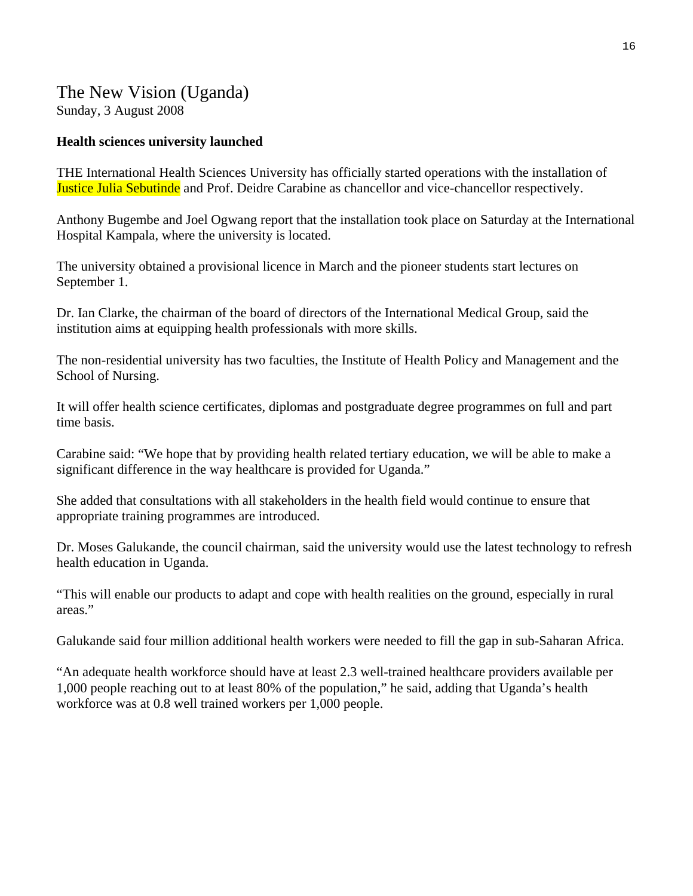# The New Vision (Uganda)

Sunday, 3 August 2008

**Health sciences university launched**

THE International Health Sciences University has officially started operations with the installation of Justice Julia Sebutinde and Prof. Deidre Carabine as chancellor and vice-chancellor respectively.

Anthony Bugembe and Joel Ogwang report that the installation took place on Saturday at the International Hospital Kampala, where the university is located.

The university obtained a provisional licence in March and the pioneer students start lectures on September 1.

Dr. Ian Clarke, the chairman of the board of directors of the International Medical Group, said the institution aims at equipping health professionals with more skills.

The non-residential university has two faculties, the Institute of Health Policy and Management and the School of Nursing.

It will offer health science certificates, diplomas and postgraduate degree programmes on full and part time basis.

Carabine said: "We hope that by providing health related tertiary education, we will be able to make a significant difference in the way healthcare is provided for Uganda."

She added that consultations with all stakeholders in the health field would continue to ensure that appropriate training programmes are introduced.

Dr. Moses Galukande, the council chairman, said the university would use the latest technology to refresh health education in Uganda.

"This will enable our products to adapt and cope with health realities on the ground, especially in rural areas."

Galukande said four million additional health workers were needed to fill the gap in sub-Saharan Africa.

"An adequate health workforce should have at least 2.3 well-trained healthcare providers available per 1,000 people reaching out to at least 80% of the population," he said, adding that Uganda's health workforce was at 0.8 well trained workers per 1,000 people.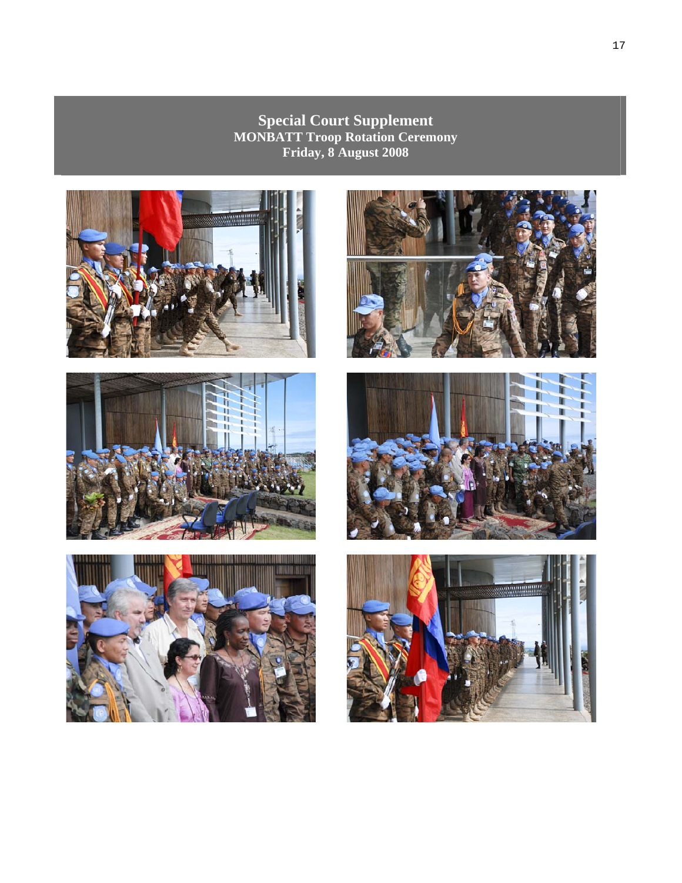# Special Court Supplement

## MONBATT Troop Rotation Ceremony

## Friday, 8 August 2008